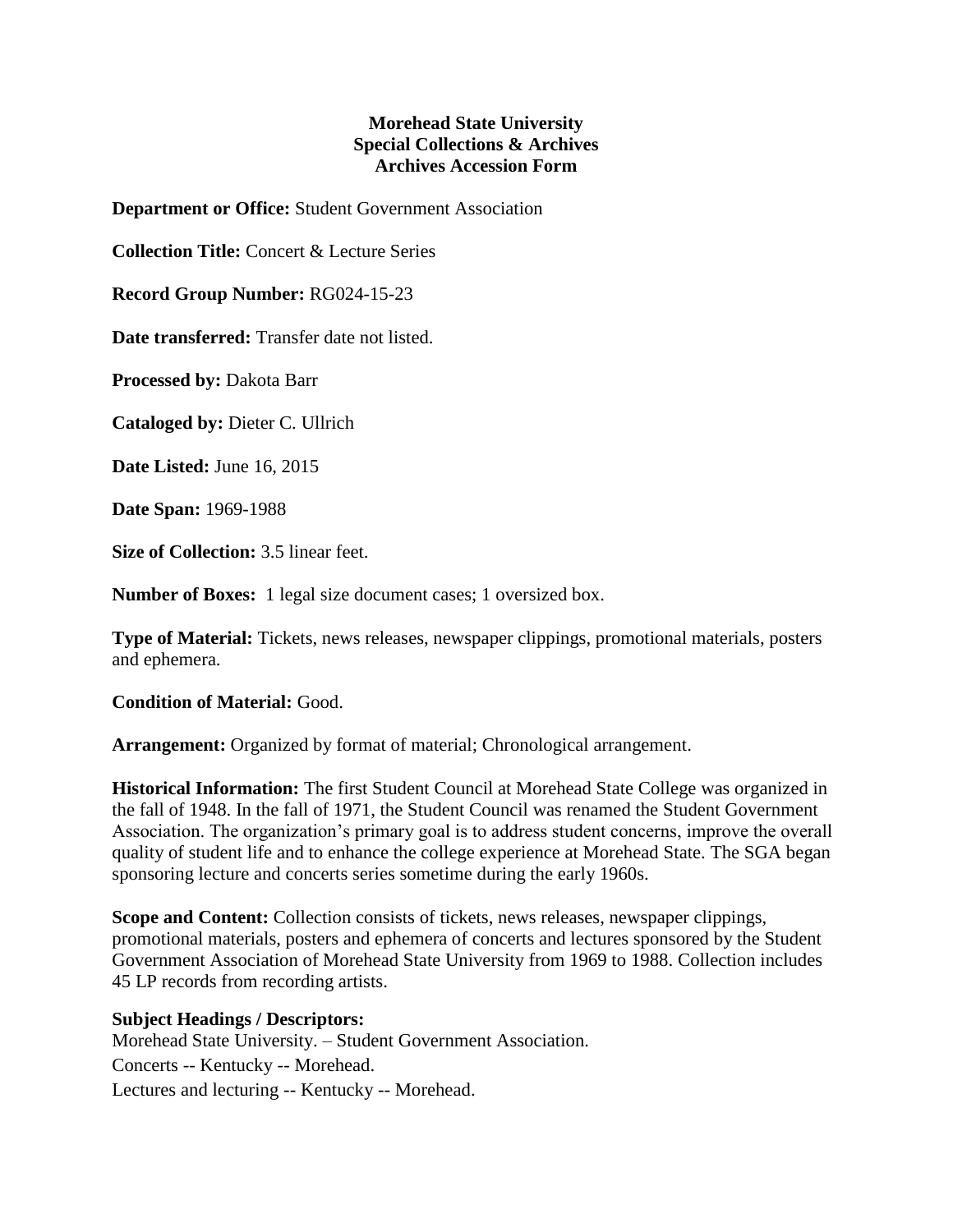**Morehead State University**
**Special Collections & Archives**
**Archives Accession Form**

**Department or Office:** Student Government Association

**Collection Title:** Concert & Lecture Series

**Record Group Number:** RG024-15-23

**Date transferred:** Transfer date not listed.

**Processed by:** Dakota Barr

**Cataloged by:** Dieter C. Ullrich

**Date Listed:** June 16, 2015

**Date Span:** 1969-1988

**Size of Collection:** 3.5 linear feet.

**Number of Boxes:** 1 legal size document cases; 1 oversized box.

**Type of Material:** Tickets, news releases, newspaper clippings, promotional materials, posters and ephemera.

**Condition of Material:** Good.

**Arrangement:** Organized by format of material; Chronological arrangement.

**Historical Information:** The first Student Council at Morehead State College was organized in the fall of 1948. In the fall of 1971, the Student Council was renamed the Student Government Association. The organization's primary goal is to address student concerns, improve the overall quality of student life and to enhance the college experience at Morehead State. The SGA began sponsoring lecture and concerts series sometime during the early 1960s.

**Scope and Content:** Collection consists of tickets, news releases, newspaper clippings, promotional materials, posters and ephemera of concerts and lectures sponsored by the Student Government Association of Morehead State University from 1969 to 1988. Collection includes 45 LP records from recording artists.

**Subject Headings / Descriptors:**

Morehead State University. – Student Government Association.

Concerts -- Kentucky -- Morehead.

Lectures and lecturing -- Kentucky -- Morehead.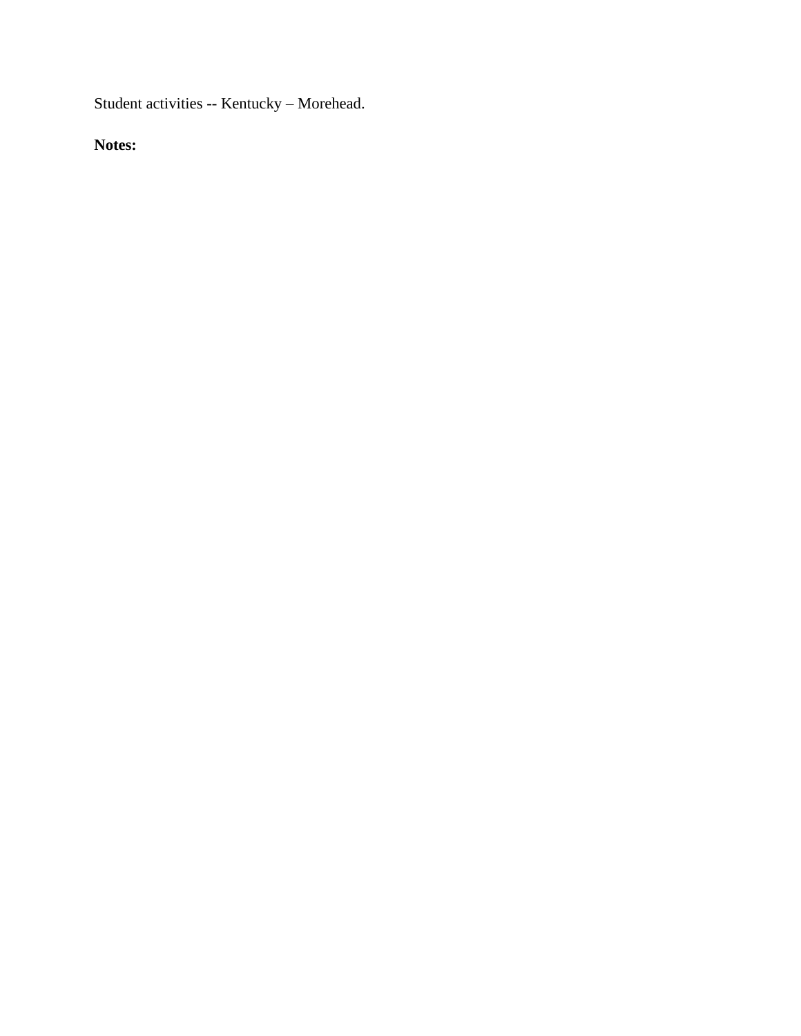Student activities -- Kentucky – Morehead.

**Notes:**